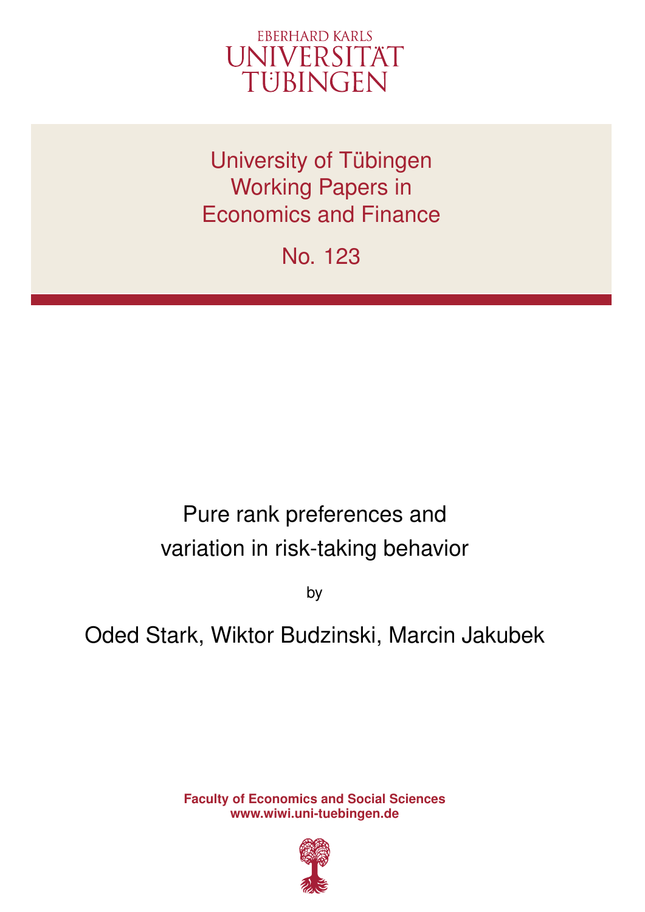EBERHARD KARLS
UNIVERSITÄT
TÜBINGEN

University of Tübingen
Working Papers in
Economics and Finance

No. 123

# Pure rank preferences and variation in risk-taking behavior

by

Oded Stark, Wiktor Budzinski, Marcin Jakubek

**Faculty of Economics and Social Sciences**
**www.wiwi.uni-tuebingen.de**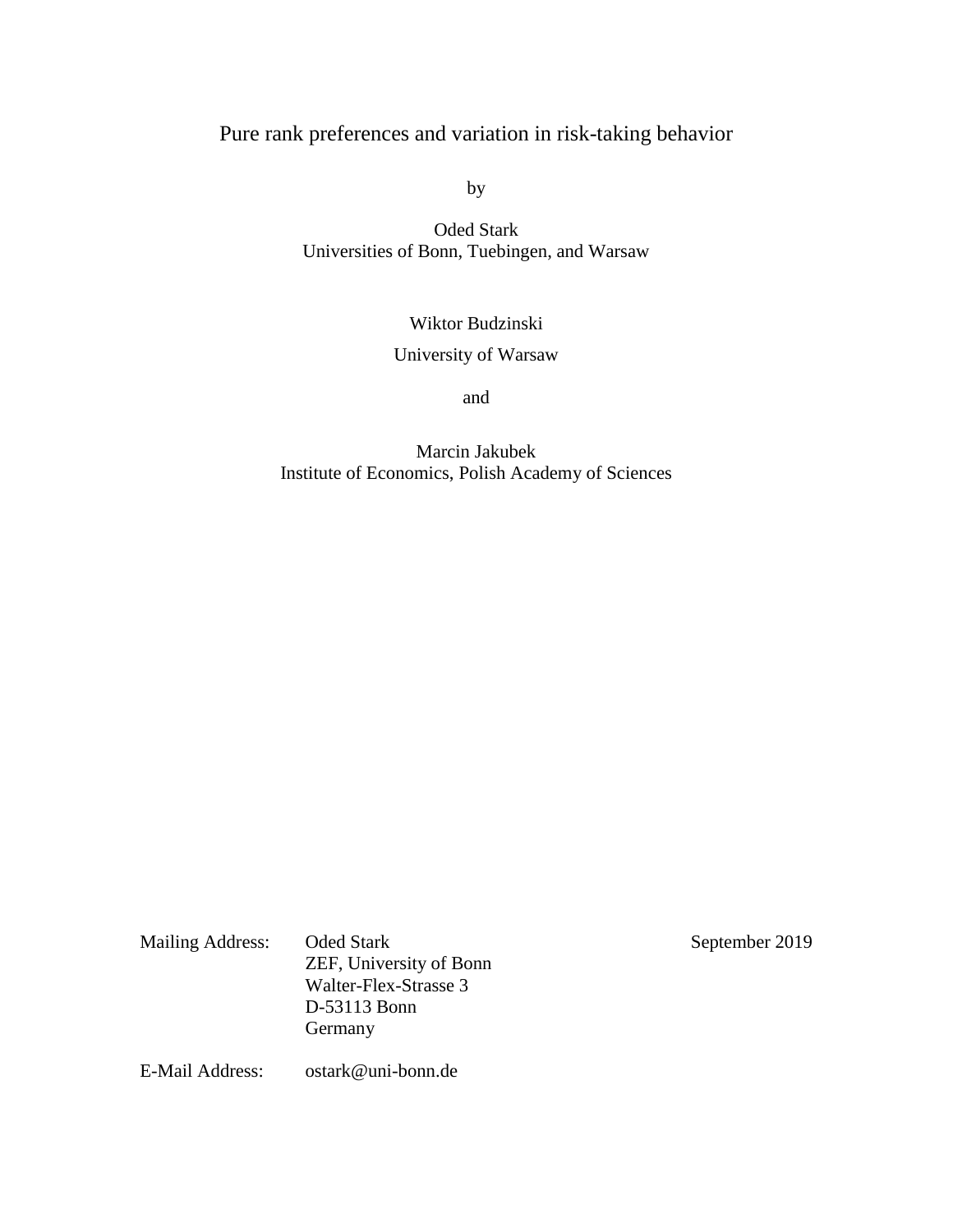# Pure rank preferences and variation in risk-taking behavior

by

Oded Stark
Universities of Bonn, Tuebingen, and Warsaw

Wiktor Budzinski
University of Warsaw

and

Marcin Jakubek
Institute of Economics, Polish Academy of Sciences

Mailing Address: Oded Stark
ZEF, University of Bonn
Walter-Flex-Strasse 3
D-53113 Bonn
Germany

September 2019

E-Mail Address: ostark@uni-bonn.de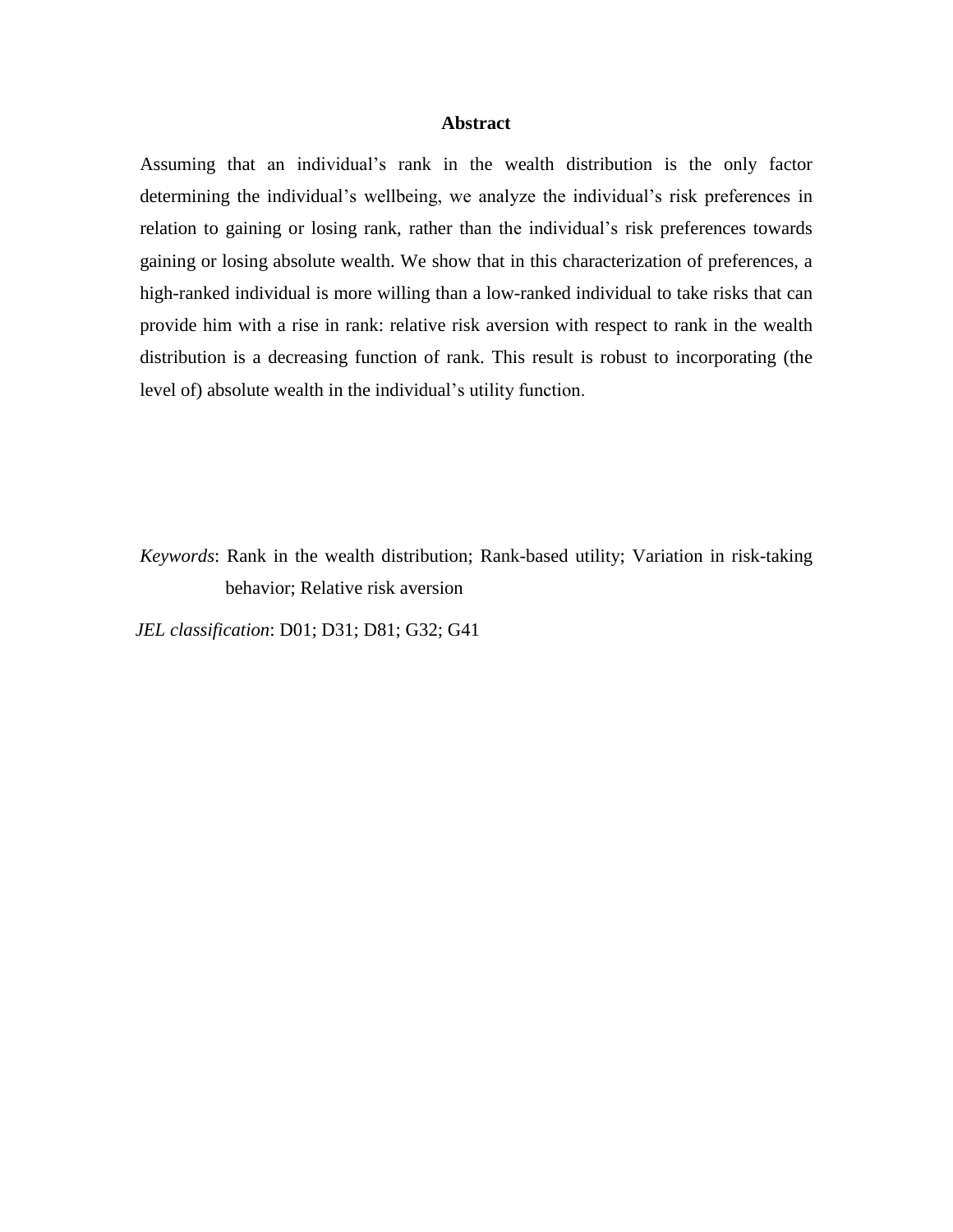## Abstract

Assuming that an individual's rank in the wealth distribution is the only factor determining the individual's wellbeing, we analyze the individual's risk preferences in relation to gaining or losing rank, rather than the individual's risk preferences towards gaining or losing absolute wealth. We show that in this characterization of preferences, a high-ranked individual is more willing than a low-ranked individual to take risks that can provide him with a rise in rank: relative risk aversion with respect to rank in the wealth distribution is a decreasing function of rank. This result is robust to incorporating (the level of) absolute wealth in the individual's utility function.

*Keywords*: Rank in the wealth distribution; Rank-based utility; Variation in risk-taking behavior; Relative risk aversion

*JEL classification*: D01; D31; D81; G32; G41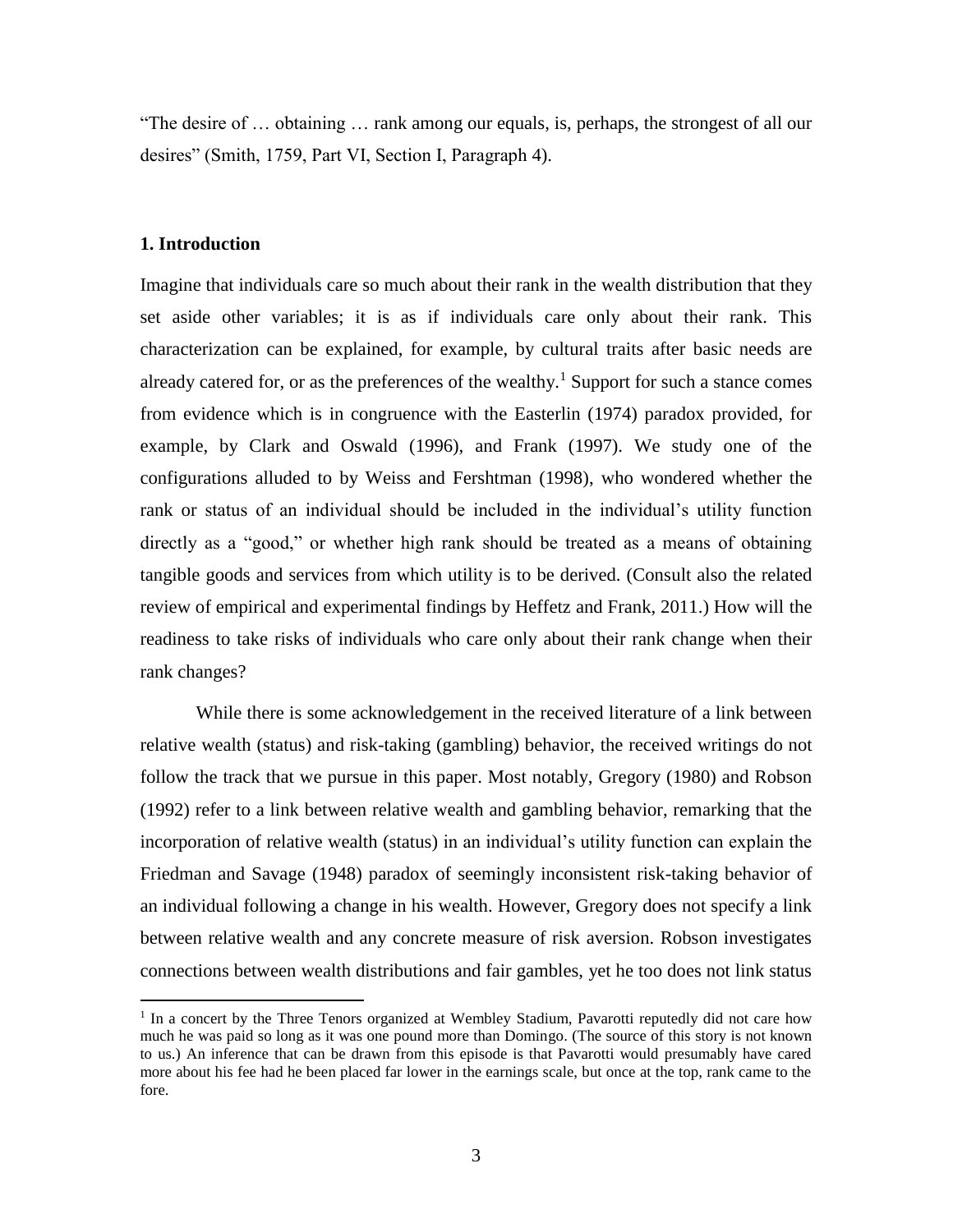"The desire of … obtaining … rank among our equals, is, perhaps, the strongest of all our desires" (Smith, 1759, Part VI, Section I, Paragraph 4).

## 1. Introduction

Imagine that individuals care so much about their rank in the wealth distribution that they set aside other variables; it is as if individuals care only about their rank. This characterization can be explained, for example, by cultural traits after basic needs are already catered for, or as the preferences of the wealthy.[1] Support for such a stance comes from evidence which is in congruence with the Easterlin (1974) paradox provided, for example, by Clark and Oswald (1996), and Frank (1997). We study one of the configurations alluded to by Weiss and Fershtman (1998), who wondered whether the rank or status of an individual should be included in the individual's utility function directly as a "good," or whether high rank should be treated as a means of obtaining tangible goods and services from which utility is to be derived. (Consult also the related review of empirical and experimental findings by Heffetz and Frank, 2011.) How will the readiness to take risks of individuals who care only about their rank change when their rank changes?

While there is some acknowledgement in the received literature of a link between relative wealth (status) and risk-taking (gambling) behavior, the received writings do not follow the track that we pursue in this paper. Most notably, Gregory (1980) and Robson (1992) refer to a link between relative wealth and gambling behavior, remarking that the incorporation of relative wealth (status) in an individual's utility function can explain the Friedman and Savage (1948) paradox of seemingly inconsistent risk-taking behavior of an individual following a change in his wealth. However, Gregory does not specify a link between relative wealth and any concrete measure of risk aversion. Robson investigates connections between wealth distributions and fair gambles, yet he too does not link status

[1] In a concert by the Three Tenors organized at Wembley Stadium, Pavarotti reputedly did not care how much he was paid so long as it was one pound more than Domingo. (The source of this story is not known to us.) An inference that can be drawn from this episode is that Pavarotti would presumably have cared more about his fee had he been placed far lower in the earnings scale, but once at the top, rank came to the fore.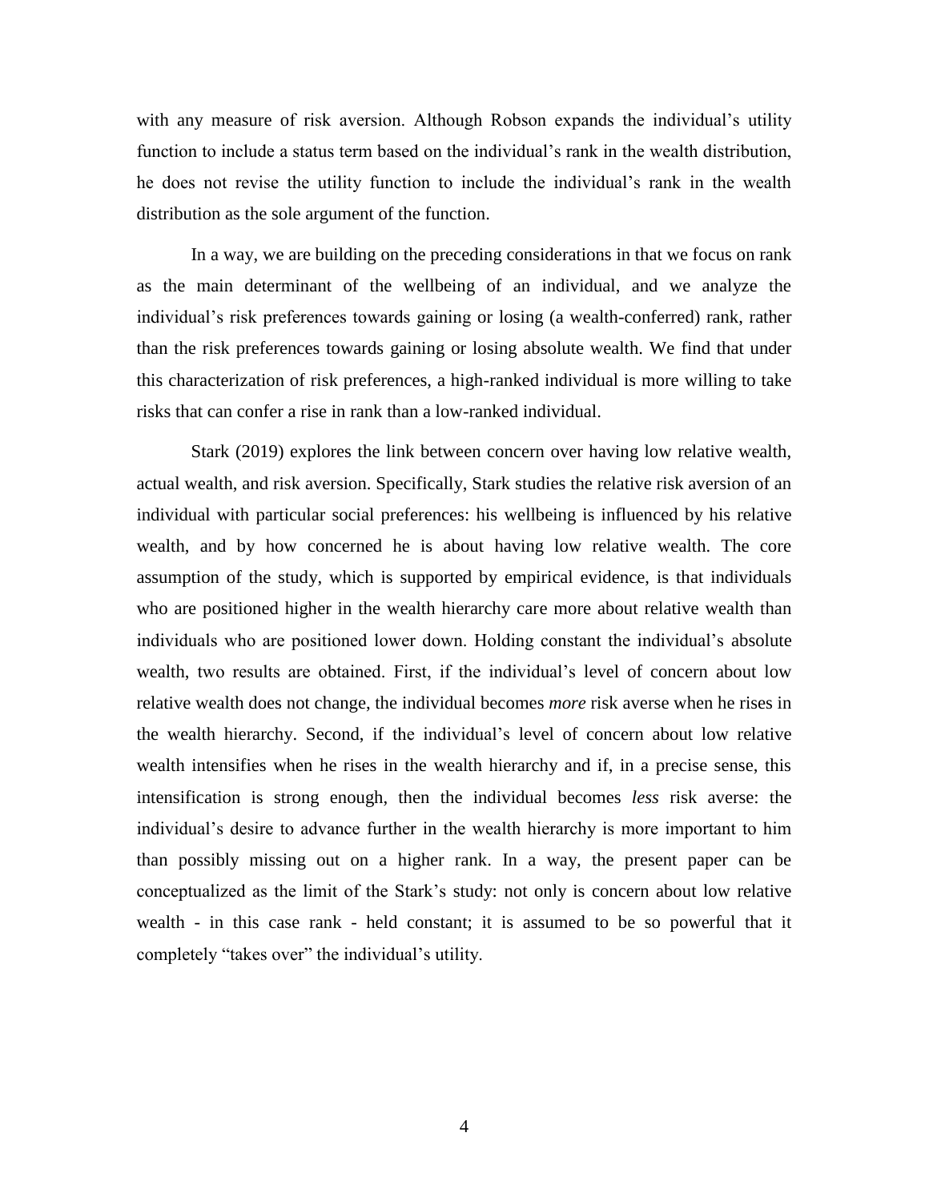with any measure of risk aversion. Although Robson expands the individual's utility function to include a status term based on the individual's rank in the wealth distribution, he does not revise the utility function to include the individual's rank in the wealth distribution as the sole argument of the function.

In a way, we are building on the preceding considerations in that we focus on rank as the main determinant of the wellbeing of an individual, and we analyze the individual's risk preferences towards gaining or losing (a wealth-conferred) rank, rather than the risk preferences towards gaining or losing absolute wealth. We find that under this characterization of risk preferences, a high-ranked individual is more willing to take risks that can confer a rise in rank than a low-ranked individual.

Stark (2019) explores the link between concern over having low relative wealth, actual wealth, and risk aversion. Specifically, Stark studies the relative risk aversion of an individual with particular social preferences: his wellbeing is influenced by his relative wealth, and by how concerned he is about having low relative wealth. The core assumption of the study, which is supported by empirical evidence, is that individuals who are positioned higher in the wealth hierarchy care more about relative wealth than individuals who are positioned lower down. Holding constant the individual's absolute wealth, two results are obtained. First, if the individual's level of concern about low relative wealth does not change, the individual becomes *more* risk averse when he rises in the wealth hierarchy. Second, if the individual's level of concern about low relative wealth intensifies when he rises in the wealth hierarchy and if, in a precise sense, this intensification is strong enough, then the individual becomes *less* risk averse: the individual's desire to advance further in the wealth hierarchy is more important to him than possibly missing out on a higher rank. In a way, the present paper can be conceptualized as the limit of the Stark's study: not only is concern about low relative wealth - in this case rank - held constant; it is assumed to be so powerful that it completely "takes over" the individual's utility.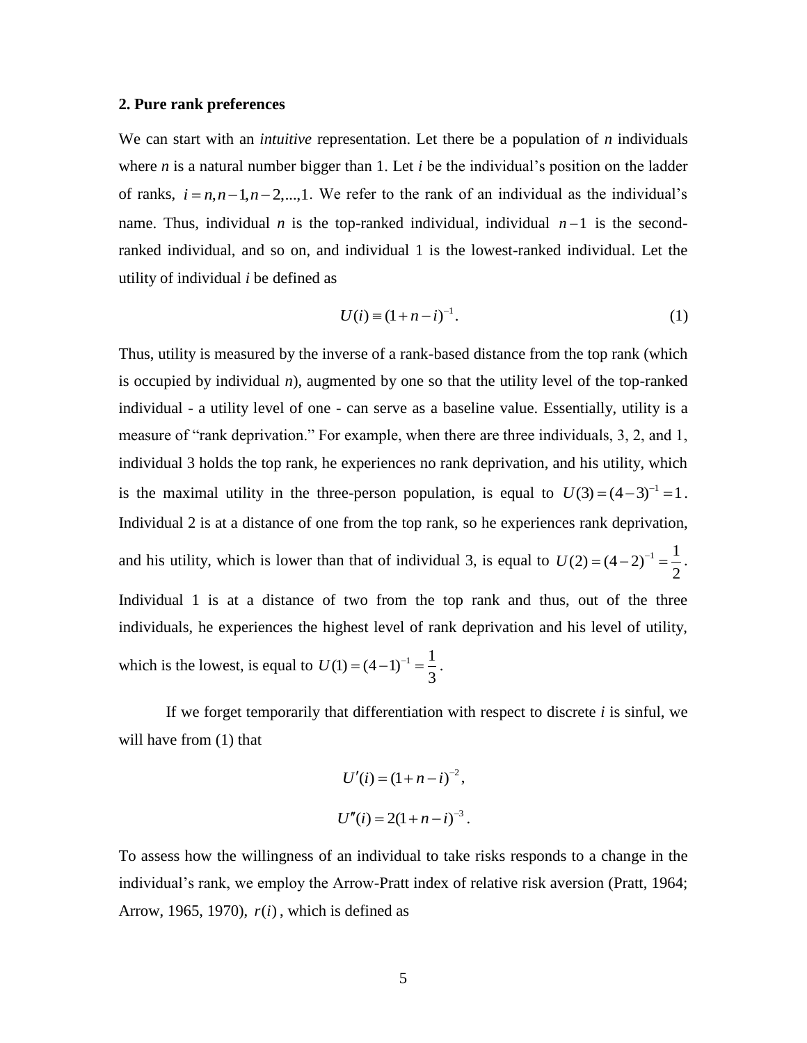### 2. Pure rank preferences

We can start with an *intuitive* representation. Let there be a population of *n* individuals where *n* is a natural number bigger than 1. Let *i* be the individual's position on the ladder of ranks, $i = n, n-1, n-2, ..., 1$. We refer to the rank of an individual as the individual's name. Thus, individual *n* is the top-ranked individual, individual $n-1$ is the second-ranked individual, and so on, and individual 1 is the lowest-ranked individual. Let the utility of individual *i* be defined as

$$U(i) \equiv (1+n-i)^{-1}. \tag{1}$$

Thus, utility is measured by the inverse of a rank-based distance from the top rank (which is occupied by individual *n*), augmented by one so that the utility level of the top-ranked individual - a utility level of one - can serve as a baseline value. Essentially, utility is a measure of "rank deprivation." For example, when there are three individuals, 3, 2, and 1, individual 3 holds the top rank, he experiences no rank deprivation, and his utility, which is the maximal utility in the three-person population, is equal to $U(3) = (4-3)^{-1} = 1$. Individual 2 is at a distance of one from the top rank, so he experiences rank deprivation, and his utility, which is lower than that of individual 3, is equal to $U(2) = (4-2)^{-1} = \frac{1}{2}$. Individual 1 is at a distance of two from the top rank and thus, out of the three individuals, he experiences the highest level of rank deprivation and his level of utility, which is the lowest, is equal to $U(1) = (4-1)^{-1} = \frac{1}{3}$.

If we forget temporarily that differentiation with respect to discrete *i* is sinful, we will have from (1) that

$$U'(i) = (1+n-i)^{-2},$$

$$U''(i) = 2(1+n-i)^{-3}.$$

To assess how the willingness of an individual to take risks responds to a change in the individual's rank, we employ the Arrow-Pratt index of relative risk aversion (Pratt, 1964; Arrow, 1965, 1970), $r(i)$, which is defined as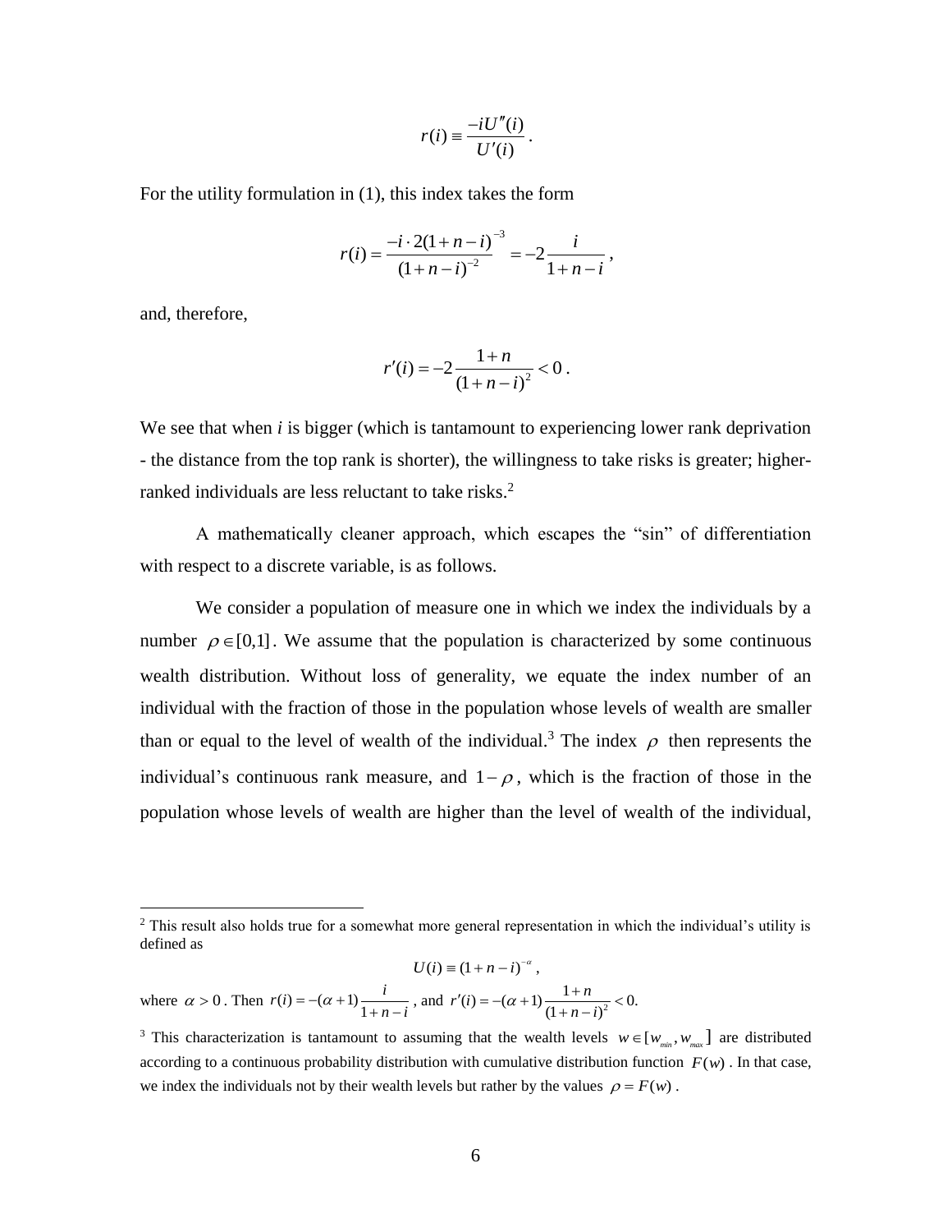$$r(i) \equiv \frac{-iU''(i)}{U'(i)}.$$

For the utility formulation in (1), this index takes the form

$$r(i) = \frac{-i \cdot 2(1+n-i)^{-3}}{(1+n-i)^{-2}} = -2\frac{i}{1+n-i},$$

and, therefore,

$$r'(i) = -2\frac{1+n}{(1+n-i)^2} < 0.$$

We see that when *i* is bigger (which is tantamount to experiencing lower rank deprivation - the distance from the top rank is shorter), the willingness to take risks is greater; higher-ranked individuals are less reluctant to take risks.[2]

A mathematically cleaner approach, which escapes the "sin" of differentiation with respect to a discrete variable, is as follows.

We consider a population of measure one in which we index the individuals by a number $\rho \in [0,1]$. We assume that the population is characterized by some continuous wealth distribution. Without loss of generality, we equate the index number of an individual with the fraction of those in the population whose levels of wealth are smaller than or equal to the level of wealth of the individual.[3] The index $\rho$ then represents the individual's continuous rank measure, and $1-\rho$, which is the fraction of those in the population whose levels of wealth are higher than the level of wealth of the individual,

---

[2] This result also holds true for a somewhat more general representation in which the individual's utility is defined as

$$U(i) \equiv (1+n-i)^{-\alpha},$$

where $\alpha > 0$. Then $r(i) = -(\alpha+1)\frac{i}{1+n-i}$, and $r'(i) = -(\alpha+1)\frac{1+n}{(1+n-i)^2} < 0.$

[3] This characterization is tantamount to assuming that the wealth levels $w \in [w_{min}, w_{max}]$ are distributed according to a continuous probability distribution with cumulative distribution function $F(w)$. In that case, we index the individuals not by their wealth levels but rather by the values $\rho = F(w)$.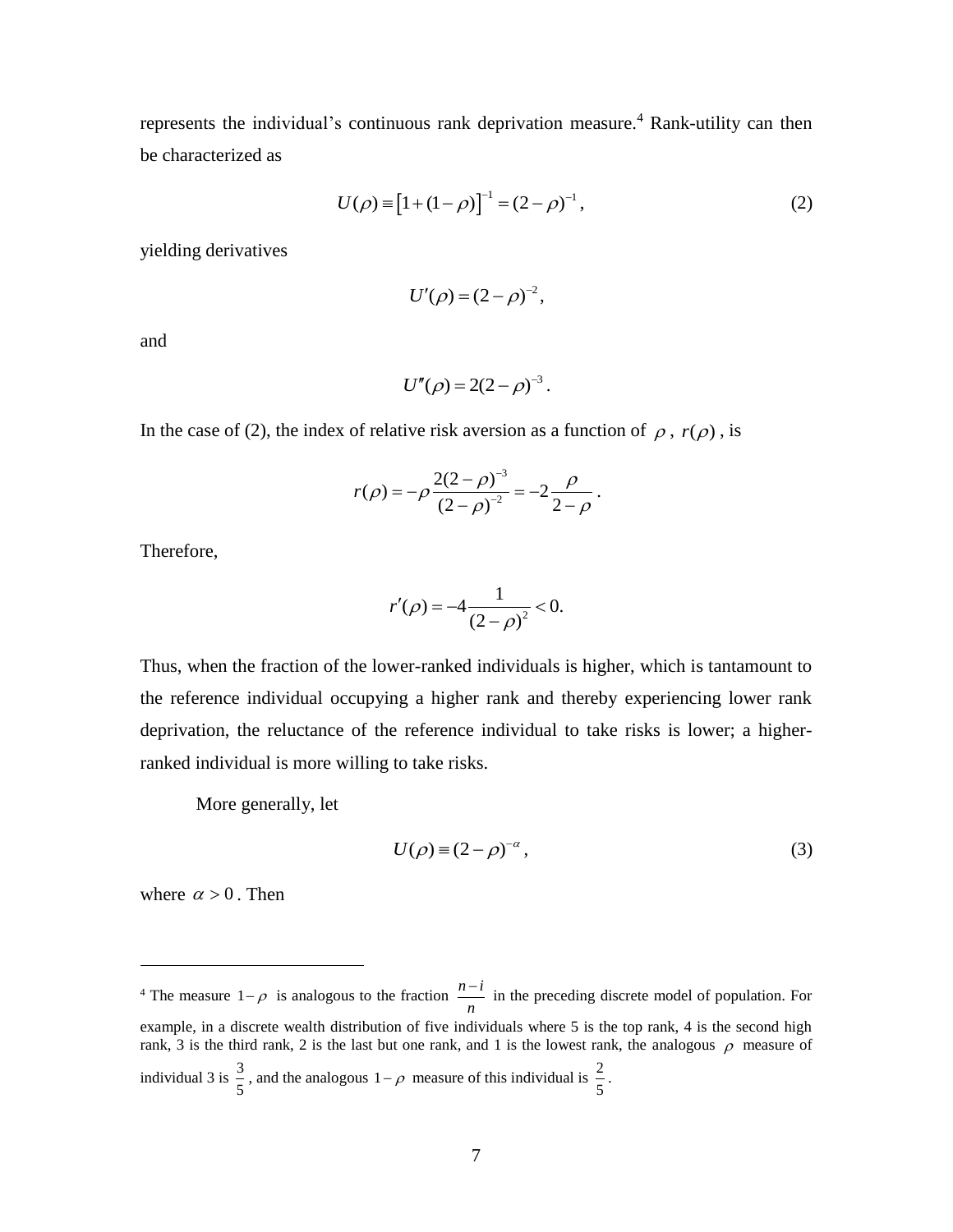represents the individual's continuous rank deprivation measure.[4] Rank-utility can then be characterized as

$$U(\rho) \equiv \left[1+(1-\rho)\right]^{-1} = (2-\rho)^{-1}, \tag{2}$$

yielding derivatives

$$U'(\rho) = (2-\rho)^{-2},$$

and

$$U''(\rho) = 2(2-\rho)^{-3}.$$

In the case of (2), the index of relative risk aversion as a function of $\rho$, $r(\rho)$, is

$$r(\rho) = -\rho \frac{2(2-\rho)^{-3}}{(2-\rho)^{-2}} = -2\frac{\rho}{2-\rho}.$$

Therefore,

$$r'(\rho) = -4\frac{1}{(2-\rho)^{2}} < 0.$$

Thus, when the fraction of the lower-ranked individuals is higher, which is tantamount to the reference individual occupying a higher rank and thereby experiencing lower rank deprivation, the reluctance of the reference individual to take risks is lower; a higher-ranked individual is more willing to take risks.

More generally, let

$$U(\rho) \equiv (2-\rho)^{-\alpha}, \tag{3}$$

where $\alpha > 0$. Then

---

[4] The measure $1-\rho$ is analogous to the fraction $\frac{n-i}{n}$ in the preceding discrete model of population. For example, in a discrete wealth distribution of five individuals where 5 is the top rank, 4 is the second high rank, 3 is the third rank, 2 is the last but one rank, and 1 is the lowest rank, the analogous $\rho$ measure of individual 3 is $\frac{3}{5}$, and the analogous $1-\rho$ measure of this individual is $\frac{2}{5}$.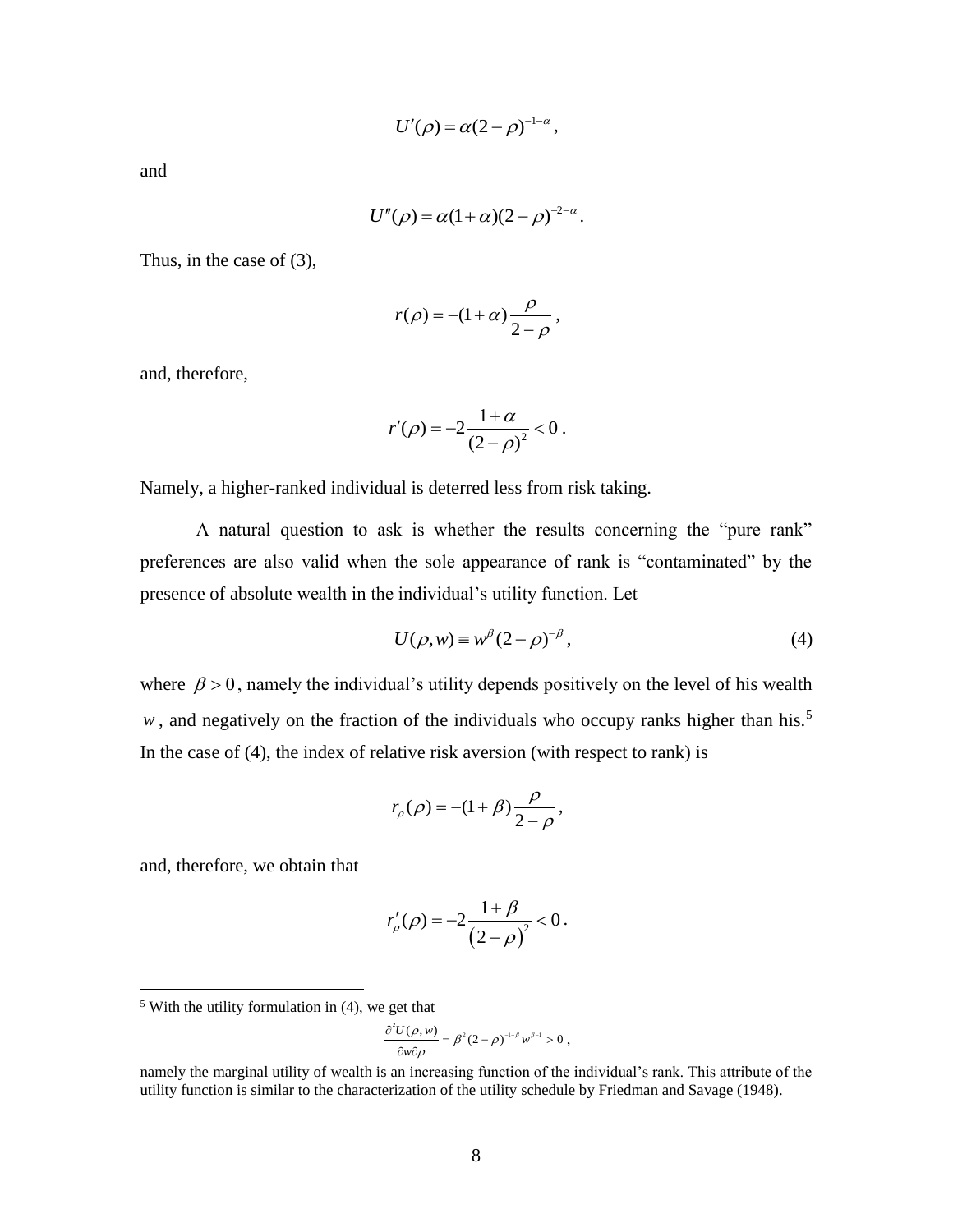$$U'(\rho) = \alpha(2-\rho)^{-1-\alpha},$$

and

$$U''(\rho) = \alpha(1+\alpha)(2-\rho)^{-2-\alpha}.$$

Thus, in the case of (3),

$$r(\rho) = -(1+\alpha)\frac{\rho}{2-\rho},$$

and, therefore,

$$r'(\rho) = -2\frac{1+\alpha}{(2-\rho)^2} < 0.$$

Namely, a higher-ranked individual is deterred less from risk taking.

A natural question to ask is whether the results concerning the "pure rank" preferences are also valid when the sole appearance of rank is "contaminated" by the presence of absolute wealth in the individual's utility function. Let

$$U(\rho, w) \equiv w^{\beta}(2-\rho)^{-\beta}, \tag{4}$$

where $\beta > 0$, namely the individual's utility depends positively on the level of his wealth $w$, and negatively on the fraction of the individuals who occupy ranks higher than his.[5] In the case of (4), the index of relative risk aversion (with respect to rank) is

$$r_{\rho}(\rho) = -(1+\beta)\frac{\rho}{2-\rho},$$

and, therefore, we obtain that

$$r'_{\rho}(\rho) = -2\frac{1+\beta}{(2-\rho)^2} < 0.$$

---

[5] With the utility formulation in (4), we get that

$$\frac{\partial^2 U(\rho, w)}{\partial w \partial \rho} = \beta^2 (2-\rho)^{-1-\beta} w^{\beta-1} > 0,$$

namely the marginal utility of wealth is an increasing function of the individual's rank. This attribute of the utility function is similar to the characterization of the utility schedule by Friedman and Savage (1948).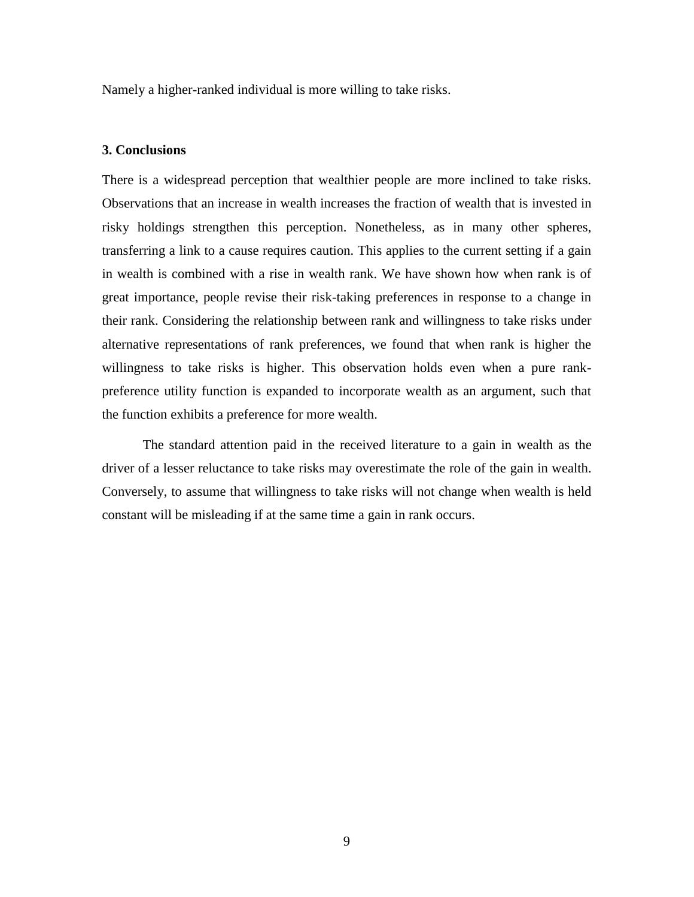Namely a higher-ranked individual is more willing to take risks.

## 3. Conclusions

There is a widespread perception that wealthier people are more inclined to take risks. Observations that an increase in wealth increases the fraction of wealth that is invested in risky holdings strengthen this perception. Nonetheless, as in many other spheres, transferring a link to a cause requires caution. This applies to the current setting if a gain in wealth is combined with a rise in wealth rank. We have shown how when rank is of great importance, people revise their risk-taking preferences in response to a change in their rank. Considering the relationship between rank and willingness to take risks under alternative representations of rank preferences, we found that when rank is higher the willingness to take risks is higher. This observation holds even when a pure rank-preference utility function is expanded to incorporate wealth as an argument, such that the function exhibits a preference for more wealth.

The standard attention paid in the received literature to a gain in wealth as the driver of a lesser reluctance to take risks may overestimate the role of the gain in wealth. Conversely, to assume that willingness to take risks will not change when wealth is held constant will be misleading if at the same time a gain in rank occurs.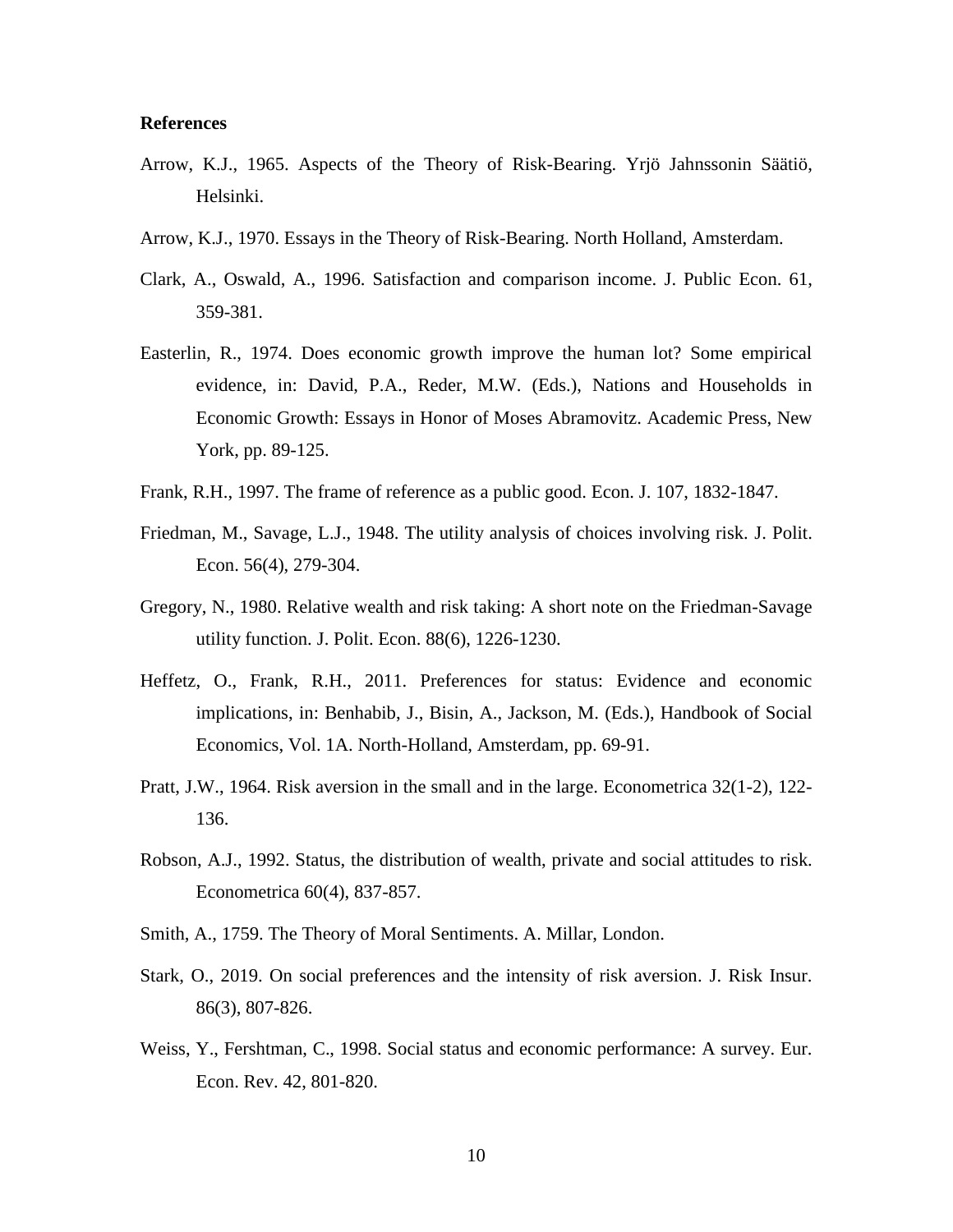**References**

Arrow, K.J., 1965. Aspects of the Theory of Risk-Bearing. Yrjö Jahnssonin Säätiö, Helsinki.

Arrow, K.J., 1970. Essays in the Theory of Risk-Bearing. North Holland, Amsterdam.

Clark, A., Oswald, A., 1996. Satisfaction and comparison income. J. Public Econ. 61, 359-381.

Easterlin, R., 1974. Does economic growth improve the human lot? Some empirical evidence, in: David, P.A., Reder, M.W. (Eds.), Nations and Households in Economic Growth: Essays in Honor of Moses Abramovitz. Academic Press, New York, pp. 89-125.

Frank, R.H., 1997. The frame of reference as a public good. Econ. J. 107, 1832-1847.

Friedman, M., Savage, L.J., 1948. The utility analysis of choices involving risk. J. Polit. Econ. 56(4), 279-304.

Gregory, N., 1980. Relative wealth and risk taking: A short note on the Friedman-Savage utility function. J. Polit. Econ. 88(6), 1226-1230.

Heffetz, O., Frank, R.H., 2011. Preferences for status: Evidence and economic implications, in: Benhabib, J., Bisin, A., Jackson, M. (Eds.), Handbook of Social Economics, Vol. 1A. North-Holland, Amsterdam, pp. 69-91.

Pratt, J.W., 1964. Risk aversion in the small and in the large. Econometrica 32(1-2), 122-136.

Robson, A.J., 1992. Status, the distribution of wealth, private and social attitudes to risk. Econometrica 60(4), 837-857.

Smith, A., 1759. The Theory of Moral Sentiments. A. Millar, London.

Stark, O., 2019. On social preferences and the intensity of risk aversion. J. Risk Insur. 86(3), 807-826.

Weiss, Y., Fershtman, C., 1998. Social status and economic performance: A survey. Eur. Econ. Rev. 42, 801-820.